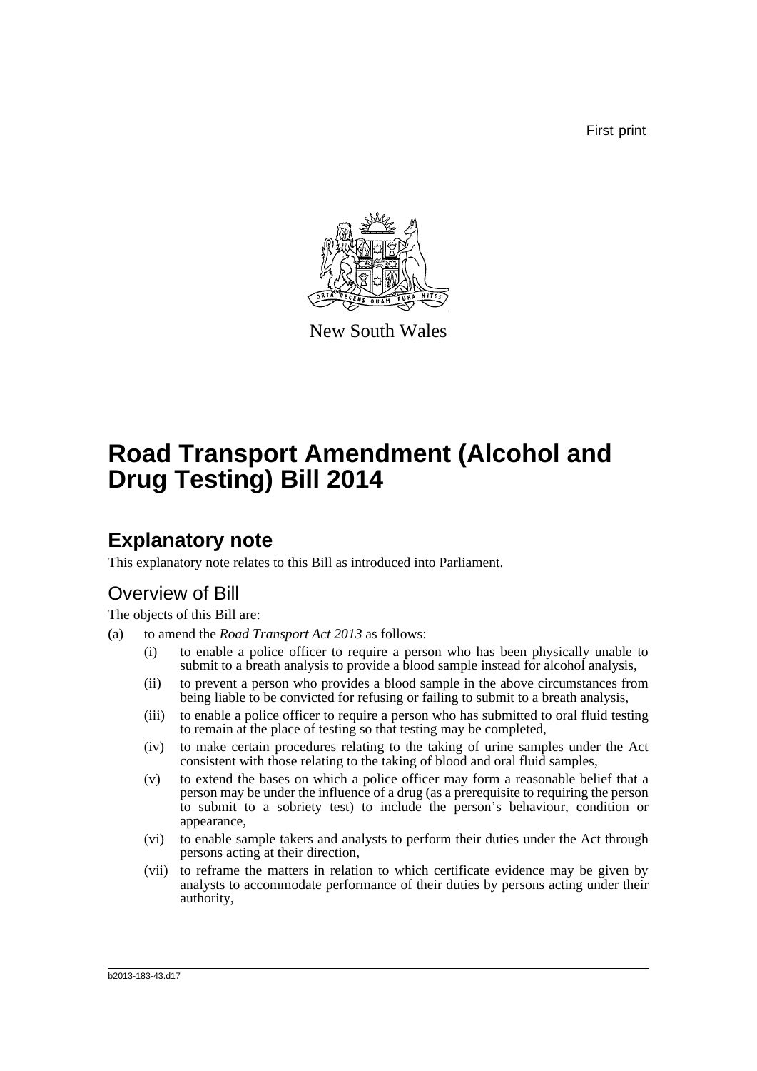First print

New South Wales

# Road Transport Amendment (Alcohol and Drug Testing) Bill 2014

## Explanatory note

This explanatory note relates to this Bill as introduced into Parliament.

### Overview of Bill

The objects of this Bill are:

(a) to amend the *Road Transport Act 2013* as follows:

- (i) to enable a police officer to require a person who has been physically unable to submit to a breath analysis to provide a blood sample instead for alcohol analysis,
- (ii) to prevent a person who provides a blood sample in the above circumstances from being liable to be convicted for refusing or failing to submit to a breath analysis,
- (iii) to enable a police officer to require a person who has submitted to oral fluid testing to remain at the place of testing so that testing may be completed,
- (iv) to make certain procedures relating to the taking of urine samples under the Act consistent with those relating to the taking of blood and oral fluid samples,
- (v) to extend the bases on which a police officer may form a reasonable belief that a person may be under the influence of a drug (as a prerequisite to requiring the person to submit to a sobriety test) to include the person's behaviour, condition or appearance,
- (vi) to enable sample takers and analysts to perform their duties under the Act through persons acting at their direction,
- (vii) to reframe the matters in relation to which certificate evidence may be given by analysts to accommodate performance of their duties by persons acting under their authority,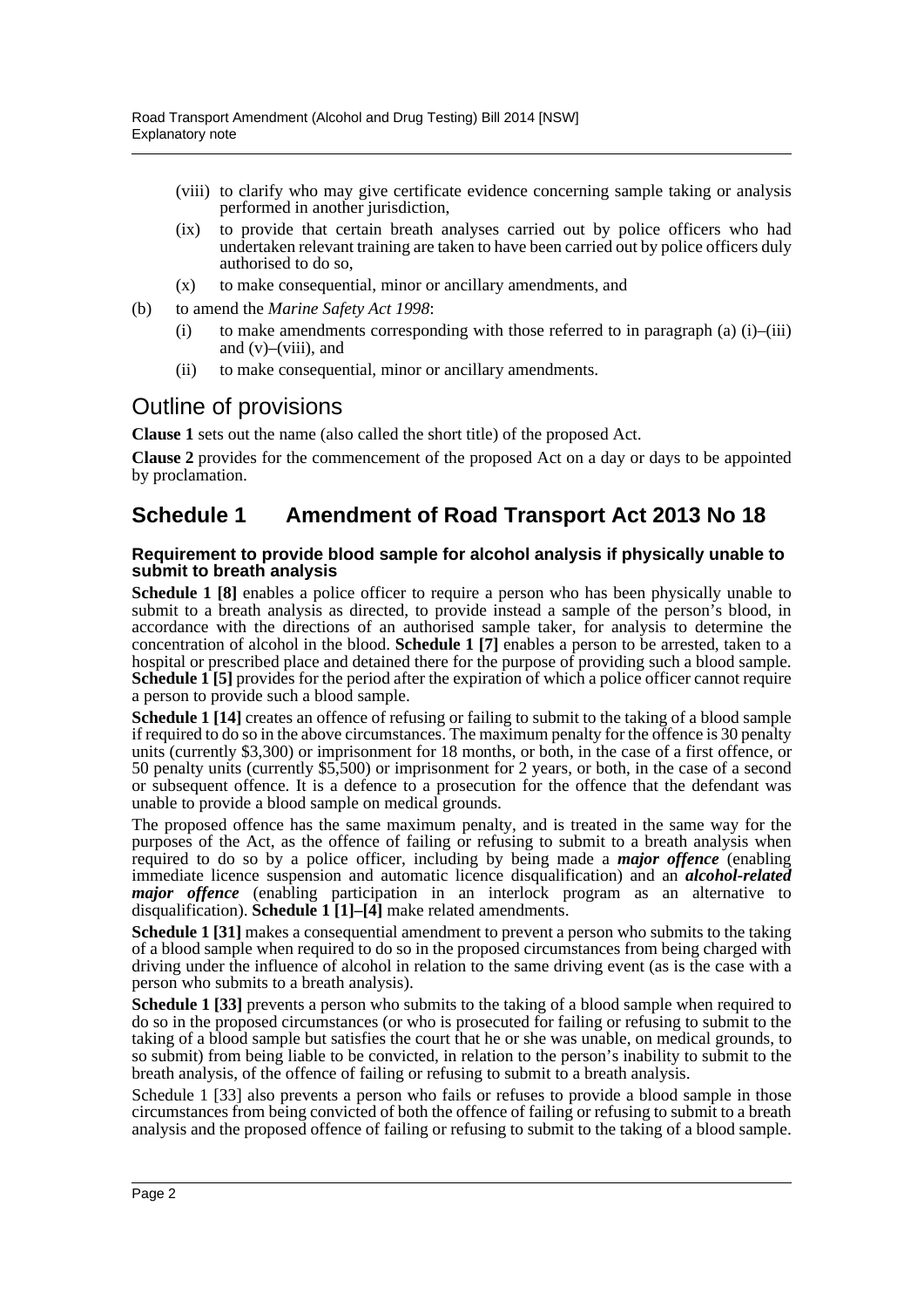- (viii) to clarify who may give certificate evidence concerning sample taking or analysis performed in another jurisdiction,
- (ix) to provide that certain breath analyses carried out by police officers who had undertaken relevant training are taken to have been carried out by police officers duly authorised to do so,
- (x) to make consequential, minor or ancillary amendments, and

(b) to amend the *Marine Safety Act 1998*:

- (i) to make amendments corresponding with those referred to in paragraph (a) (i)–(iii) and (v)–(viii), and
- (ii) to make consequential, minor or ancillary amendments.

## Outline of provisions

**Clause 1** sets out the name (also called the short title) of the proposed Act.

**Clause 2** provides for the commencement of the proposed Act on a day or days to be appointed by proclamation.

## Schedule 1 Amendment of Road Transport Act 2013 No 18

### Requirement to provide blood sample for alcohol analysis if physically unable to submit to breath analysis

**Schedule 1 [8]** enables a police officer to require a person who has been physically unable to submit to a breath analysis as directed, to provide instead a sample of the person's blood, in accordance with the directions of an authorised sample taker, for analysis to determine the concentration of alcohol in the blood. **Schedule 1 [7]** enables a person to be arrested, taken to a hospital or prescribed place and detained there for the purpose of providing such a blood sample. **Schedule 1 [5]** provides for the period after the expiration of which a police officer cannot require a person to provide such a blood sample.

**Schedule 1 [14]** creates an offence of refusing or failing to submit to the taking of a blood sample if required to do so in the above circumstances. The maximum penalty for the offence is 30 penalty units (currently $3,300) or imprisonment for 18 months, or both, in the case of a first offence, or 50 penalty units (currently $5,500) or imprisonment for 2 years, or both, in the case of a second or subsequent offence. It is a defence to a prosecution for the offence that the defendant was unable to provide a blood sample on medical grounds.

The proposed offence has the same maximum penalty, and is treated in the same way for the purposes of the Act, as the offence of failing or refusing to submit to a breath analysis when required to do so by a police officer, including by being made a ***major offence*** (enabling immediate licence suspension and automatic licence disqualification) and an ***alcohol-related major offence*** (enabling participation in an interlock program as an alternative to disqualification). **Schedule 1 [1]–[4]** make related amendments.

**Schedule 1 [31]** makes a consequential amendment to prevent a person who submits to the taking of a blood sample when required to do so in the proposed circumstances from being charged with driving under the influence of alcohol in relation to the same driving event (as is the case with a person who submits to a breath analysis).

**Schedule 1 [33]** prevents a person who submits to the taking of a blood sample when required to do so in the proposed circumstances (or who is prosecuted for failing or refusing to submit to the taking of a blood sample but satisfies the court that he or she was unable, on medical grounds, to so submit) from being liable to be convicted, in relation to the person's inability to submit to the breath analysis, of the offence of failing or refusing to submit to a breath analysis.

Schedule 1 [33] also prevents a person who fails or refuses to provide a blood sample in those circumstances from being convicted of both the offence of failing or refusing to submit to a breath analysis and the proposed offence of failing or refusing to submit to the taking of a blood sample.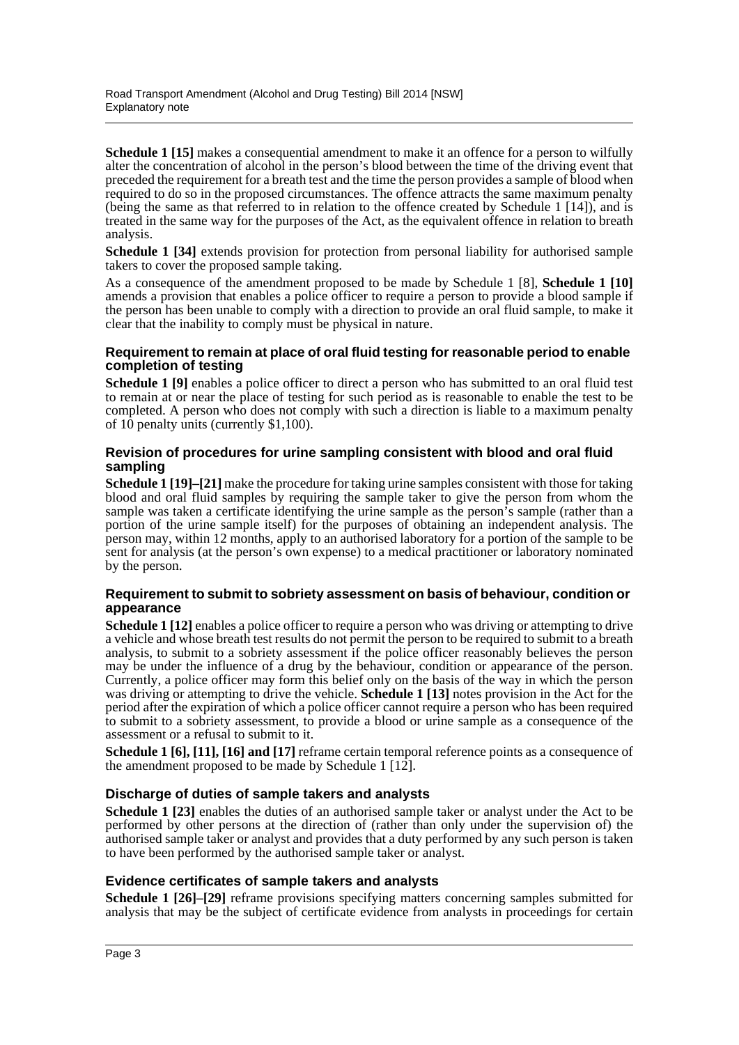**Schedule 1 [15]** makes a consequential amendment to make it an offence for a person to wilfully alter the concentration of alcohol in the person's blood between the time of the driving event that preceded the requirement for a breath test and the time the person provides a sample of blood when required to do so in the proposed circumstances. The offence attracts the same maximum penalty (being the same as that referred to in relation to the offence created by Schedule 1 [14]), and is treated in the same way for the purposes of the Act, as the equivalent offence in relation to breath analysis.

**Schedule 1 [34]** extends provision for protection from personal liability for authorised sample takers to cover the proposed sample taking.

As a consequence of the amendment proposed to be made by Schedule 1 [8], **Schedule 1 [10]** amends a provision that enables a police officer to require a person to provide a blood sample if the person has been unable to comply with a direction to provide an oral fluid sample, to make it clear that the inability to comply must be physical in nature.

#### Requirement to remain at place of oral fluid testing for reasonable period to enable completion of testing

**Schedule 1 [9]** enables a police officer to direct a person who has submitted to an oral fluid test to remain at or near the place of testing for such period as is reasonable to enable the test to be completed. A person who does not comply with such a direction is liable to a maximum penalty of 10 penalty units (currently $1,100).

#### Revision of procedures for urine sampling consistent with blood and oral fluid sampling

**Schedule 1 [19]–[21]** make the procedure for taking urine samples consistent with those for taking blood and oral fluid samples by requiring the sample taker to give the person from whom the sample was taken a certificate identifying the urine sample as the person's sample (rather than a portion of the urine sample itself) for the purposes of obtaining an independent analysis. The person may, within 12 months, apply to an authorised laboratory for a portion of the sample to be sent for analysis (at the person's own expense) to a medical practitioner or laboratory nominated by the person.

#### Requirement to submit to sobriety assessment on basis of behaviour, condition or appearance

**Schedule 1 [12]** enables a police officer to require a person who was driving or attempting to drive a vehicle and whose breath test results do not permit the person to be required to submit to a breath analysis, to submit to a sobriety assessment if the police officer reasonably believes the person may be under the influence of a drug by the behaviour, condition or appearance of the person. Currently, a police officer may form this belief only on the basis of the way in which the person was driving or attempting to drive the vehicle. **Schedule 1 [13]** notes provision in the Act for the period after the expiration of which a police officer cannot require a person who has been required to submit to a sobriety assessment, to provide a blood or urine sample as a consequence of the assessment or a refusal to submit to it.

**Schedule 1 [6], [11], [16] and [17]** reframe certain temporal reference points as a consequence of the amendment proposed to be made by Schedule 1 [12].

#### Discharge of duties of sample takers and analysts

**Schedule 1 [23]** enables the duties of an authorised sample taker or analyst under the Act to be performed by other persons at the direction of (rather than only under the supervision of) the authorised sample taker or analyst and provides that a duty performed by any such person is taken to have been performed by the authorised sample taker or analyst.

#### Evidence certificates of sample takers and analysts

**Schedule 1 [26]–[29]** reframe provisions specifying matters concerning samples submitted for analysis that may be the subject of certificate evidence from analysts in proceedings for certain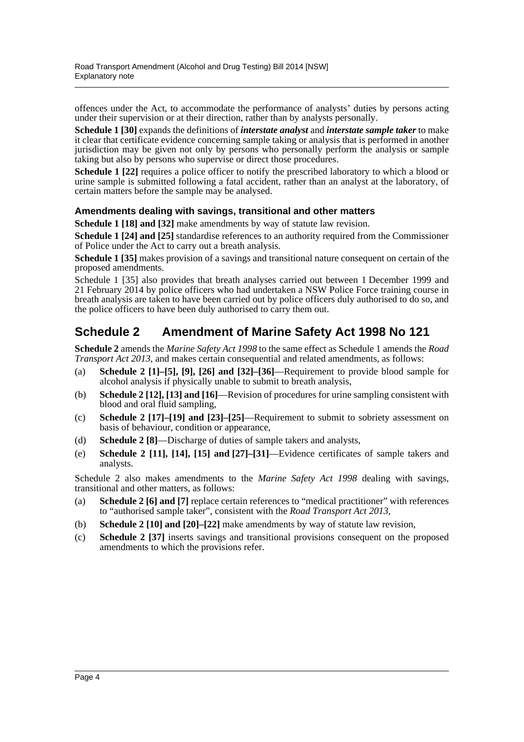offences under the Act, to accommodate the performance of analysts' duties by persons acting under their supervision or at their direction, rather than by analysts personally.

**Schedule 1 [30]** expands the definitions of ***interstate analyst*** and ***interstate sample taker*** to make it clear that certificate evidence concerning sample taking or analysis that is performed in another jurisdiction may be given not only by persons who personally perform the analysis or sample taking but also by persons who supervise or direct those procedures.

**Schedule 1 [22]** requires a police officer to notify the prescribed laboratory to which a blood or urine sample is submitted following a fatal accident, rather than an analyst at the laboratory, of certain matters before the sample may be analysed.

### Amendments dealing with savings, transitional and other matters

**Schedule 1 [18] and [32]** make amendments by way of statute law revision.

**Schedule 1 [24] and [25]** standardise references to an authority required from the Commissioner of Police under the Act to carry out a breath analysis.

**Schedule 1 [35]** makes provision of a savings and transitional nature consequent on certain of the proposed amendments.

Schedule 1 [35] also provides that breath analyses carried out between 1 December 1999 and 21 February 2014 by police officers who had undertaken a NSW Police Force training course in breath analysis are taken to have been carried out by police officers duly authorised to do so, and the police officers to have been duly authorised to carry them out.

## Schedule 2 Amendment of Marine Safety Act 1998 No 121

**Schedule 2** amends the *Marine Safety Act 1998* to the same effect as Schedule 1 amends the *Road Transport Act 2013*, and makes certain consequential and related amendments, as follows:

(a) **Schedule 2 [1]–[5], [9], [26] and [32]–[36]**—Requirement to provide blood sample for alcohol analysis if physically unable to submit to breath analysis,

(b) **Schedule 2 [12], [13] and [16]**—Revision of procedures for urine sampling consistent with blood and oral fluid sampling,

(c) **Schedule 2 [17]–[19] and [23]–[25]**—Requirement to submit to sobriety assessment on basis of behaviour, condition or appearance,

(d) **Schedule 2 [8]**—Discharge of duties of sample takers and analysts,

(e) **Schedule 2 [11], [14], [15] and [27]–[31]**—Evidence certificates of sample takers and analysts.

Schedule 2 also makes amendments to the *Marine Safety Act 1998* dealing with savings, transitional and other matters, as follows:

(a) **Schedule 2 [6] and [7]** replace certain references to "medical practitioner" with references to "authorised sample taker", consistent with the *Road Transport Act 2013*,

(b) **Schedule 2 [10] and [20]–[22]** make amendments by way of statute law revision,

(c) **Schedule 2 [37]** inserts savings and transitional provisions consequent on the proposed amendments to which the provisions refer.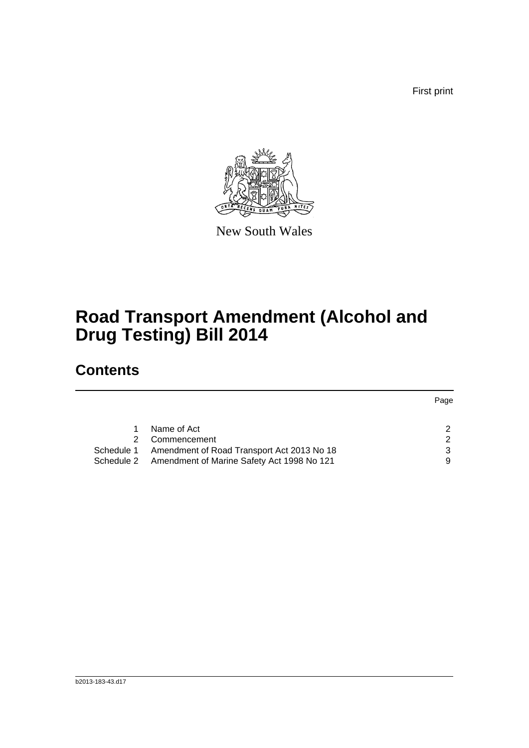First print

New South Wales

# Road Transport Amendment (Alcohol and Drug Testing) Bill 2014

## Contents

| | | Page |
|---|---|---|
| 1 | Name of Act | 2 |
| 2 | Commencement | 2 |
| Schedule 1 | Amendment of Road Transport Act 2013 No 18 | 3 |
| Schedule 2 | Amendment of Marine Safety Act 1998 No 121 | 9 |

b2013-183-43.d17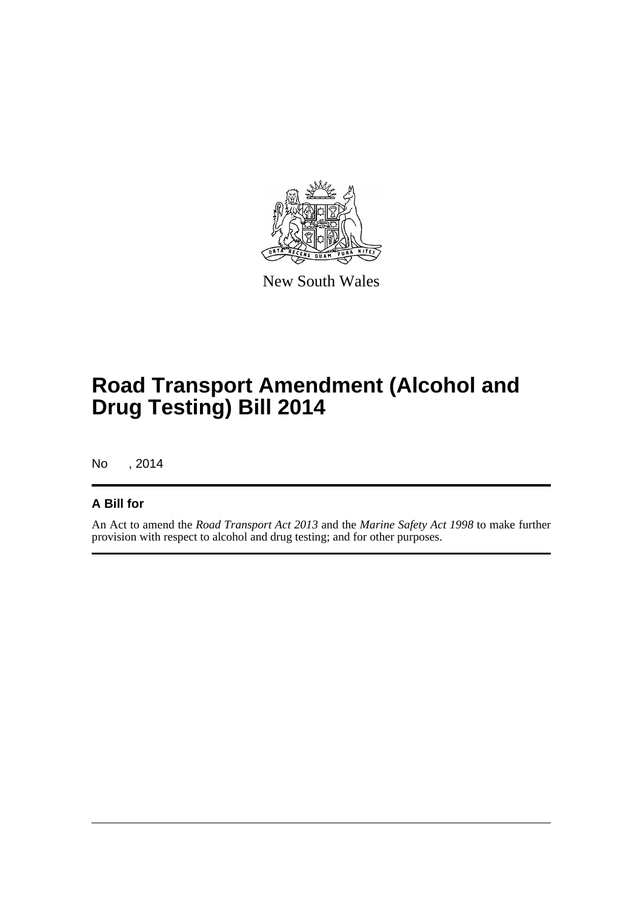New South Wales

# Road Transport Amendment (Alcohol and Drug Testing) Bill 2014

No , 2014

## A Bill for

An Act to amend the *Road Transport Act 2013* and the *Marine Safety Act 1998* to make further provision with respect to alcohol and drug testing; and for other purposes.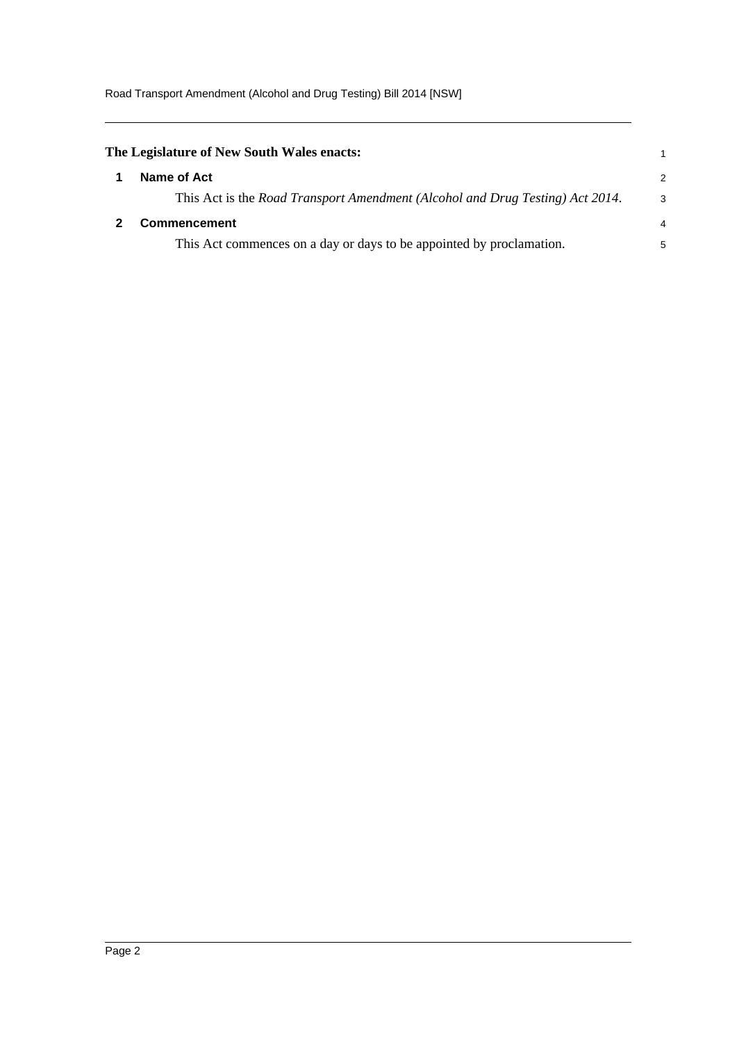**The Legislature of New South Wales enacts:**

## 1 Name of Act

This Act is the *Road Transport Amendment (Alcohol and Drug Testing) Act 2014*.

## 2 Commencement

This Act commences on a day or days to be appointed by proclamation.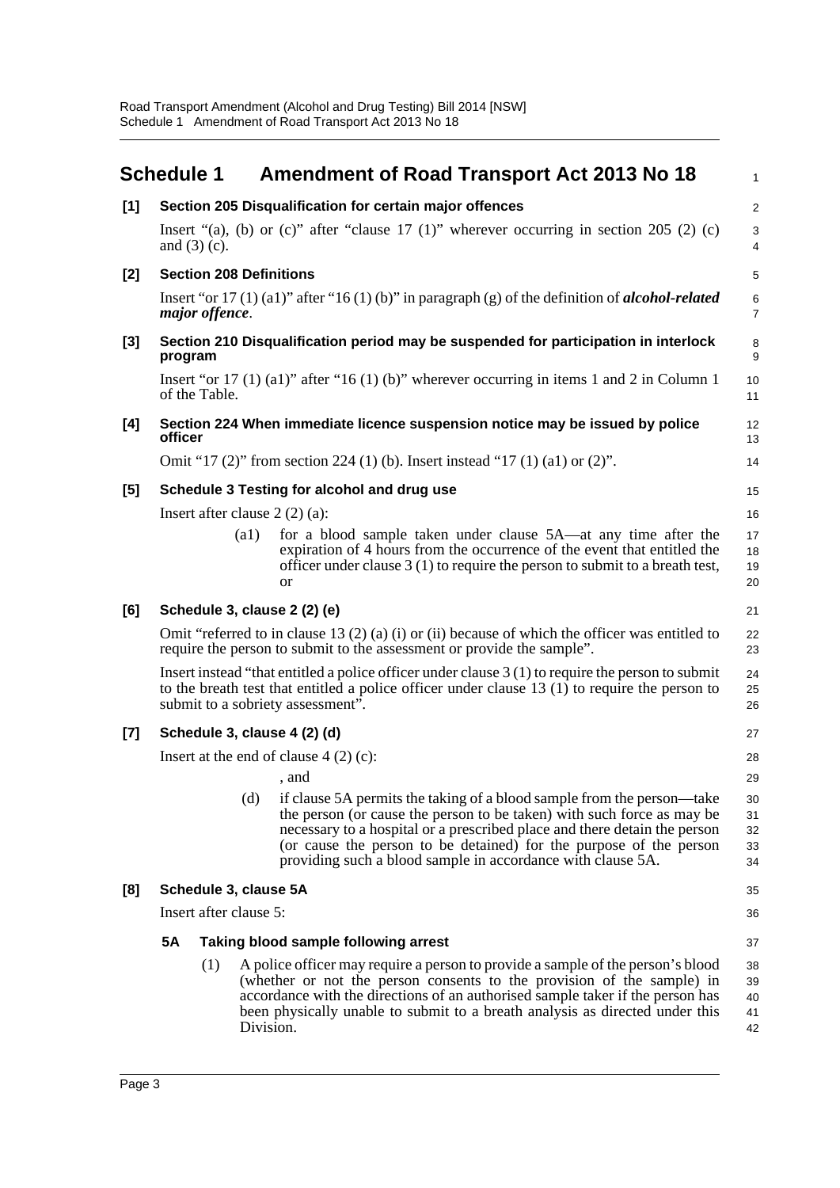## Schedule 1 Amendment of Road Transport Act 2013 No 18

**[1] Section 205 Disqualification for certain major offences**

Insert "(a), (b) or (c)" after "clause 17 (1)" wherever occurring in section 205 (2) (c) and (3) (c).

**[2] Section 208 Definitions**

Insert "or 17 (1) (a1)" after "16 (1) (b)" in paragraph (g) of the definition of ***alcohol-related major offence***.

**[3] Section 210 Disqualification period may be suspended for participation in interlock program**

Insert "or 17 (1) (a1)" after "16 (1) (b)" wherever occurring in items 1 and 2 in Column 1 of the Table.

**[4] Section 224 When immediate licence suspension notice may be issued by police officer**

Omit "17 (2)" from section 224 (1) (b). Insert instead "17 (1) (a1) or (2)".

**[5] Schedule 3 Testing for alcohol and drug use**

Insert after clause 2 (2) (a):

> (a1) for a blood sample taken under clause 5A—at any time after the expiration of 4 hours from the occurrence of the event that entitled the officer under clause 3 (1) to require the person to submit to a breath test, or

**[6] Schedule 3, clause 2 (2) (e)**

Omit "referred to in clause 13 (2) (a) (i) or (ii) because of which the officer was entitled to require the person to submit to the assessment or provide the sample".

Insert instead "that entitled a police officer under clause 3 (1) to require the person to submit to the breath test that entitled a police officer under clause 13 (1) to require the person to submit to a sobriety assessment".

**[7] Schedule 3, clause 4 (2) (d)**

Insert at the end of clause 4 (2) (c):

> , and
>
> (d) if clause 5A permits the taking of a blood sample from the person—take the person (or cause the person to be taken) with such force as may be necessary to a hospital or a prescribed place and there detain the person (or cause the person to be detained) for the purpose of the person providing such a blood sample in accordance with clause 5A.

**[8] Schedule 3, clause 5A**

Insert after clause 5:

> **5A Taking blood sample following arrest**
>
> (1) A police officer may require a person to provide a sample of the person's blood (whether or not the person consents to the provision of the sample) in accordance with the directions of an authorised sample taker if the person has been physically unable to submit to a breath analysis as directed under this Division.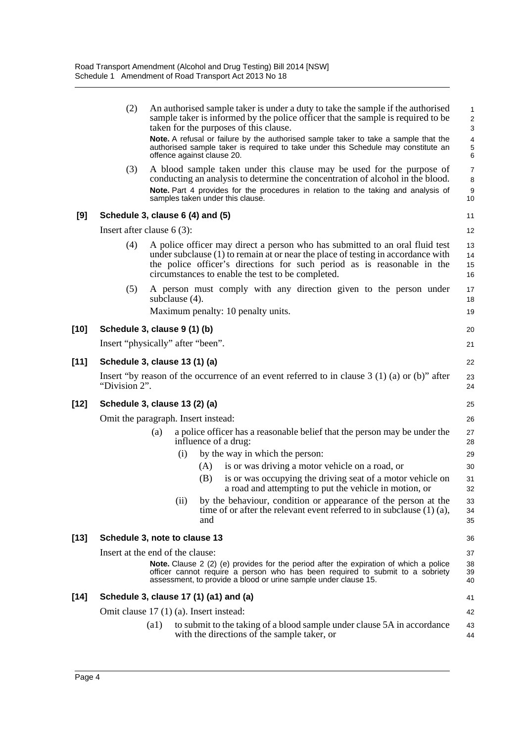(2) An authorised sample taker is under a duty to take the sample if the authorised sample taker is informed by the police officer that the sample is required to be taken for the purposes of this clause.

**Note.** A refusal or failure by the authorised sample taker to take a sample that the authorised sample taker is required to take under this Schedule may constitute an offence against clause 20.

(3) A blood sample taken under this clause may be used for the purpose of conducting an analysis to determine the concentration of alcohol in the blood.

**Note.** Part 4 provides for the procedures in relation to the taking and analysis of samples taken under this clause.

**[9] Schedule 3, clause 6 (4) and (5)**

Insert after clause 6 (3):

(4) A police officer may direct a person who has submitted to an oral fluid test under subclause (1) to remain at or near the place of testing in accordance with the police officer's directions for such period as is reasonable in the circumstances to enable the test to be completed.

(5) A person must comply with any direction given to the person under subclause (4).

Maximum penalty: 10 penalty units.

**[10] Schedule 3, clause 9 (1) (b)**

Insert "physically" after "been".

**[11] Schedule 3, clause 13 (1) (a)**

Insert "by reason of the occurrence of an event referred to in clause 3 (1) (a) or (b)" after "Division 2".

**[12] Schedule 3, clause 13 (2) (a)**

Omit the paragraph. Insert instead:

(a) a police officer has a reasonable belief that the person may be under the influence of a drug:

(i) by the way in which the person:

(A) is or was driving a motor vehicle on a road, or

(B) is or was occupying the driving seat of a motor vehicle on a road and attempting to put the vehicle in motion, or

(ii) by the behaviour, condition or appearance of the person at the time of or after the relevant event referred to in subclause (1) (a), and

**[13] Schedule 3, note to clause 13**

Insert at the end of the clause:

**Note.** Clause 2 (2) (e) provides for the period after the expiration of which a police officer cannot require a person who has been required to submit to a sobriety assessment, to provide a blood or urine sample under clause 15.

**[14] Schedule 3, clause 17 (1) (a1) and (a)**

Omit clause 17 (1) (a). Insert instead:

(a1) to submit to the taking of a blood sample under clause 5A in accordance with the directions of the sample taker, or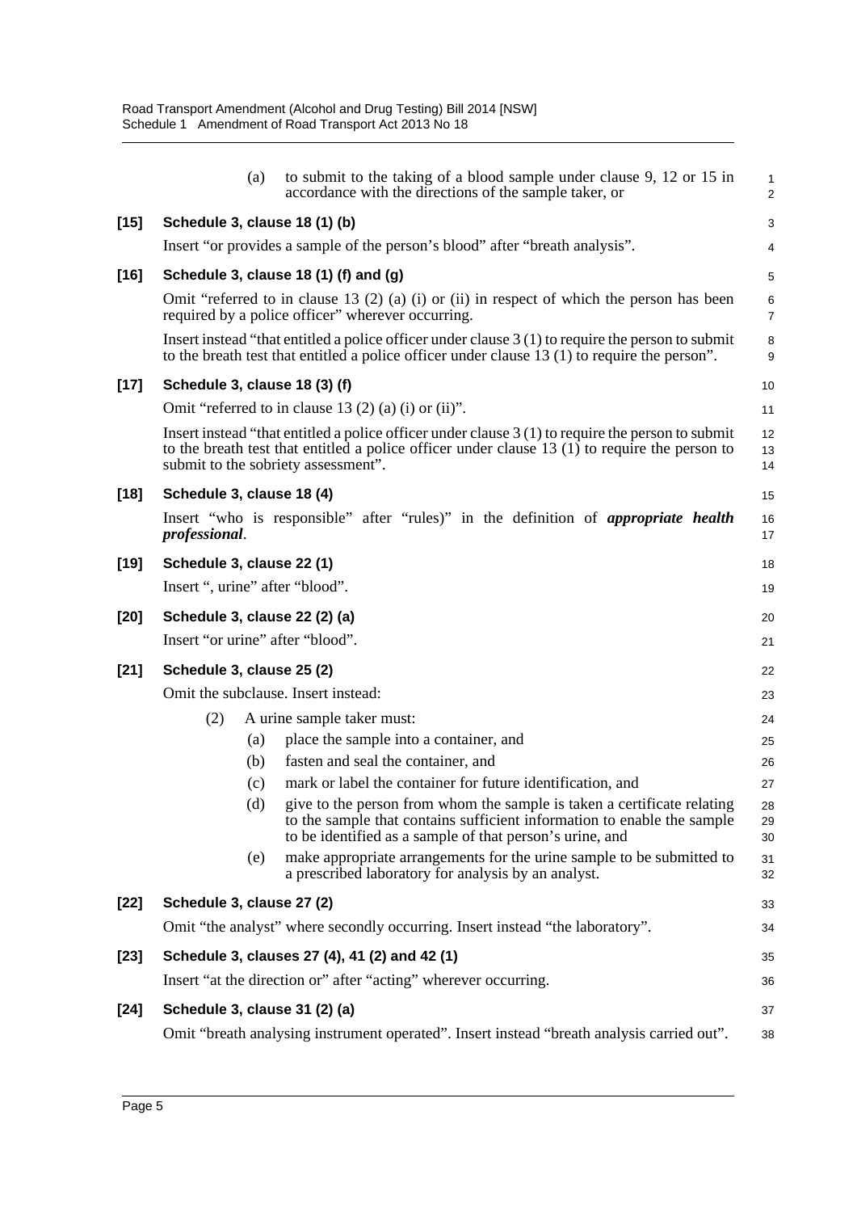(a) to submit to the taking of a blood sample under clause 9, 12 or 15 in accordance with the directions of the sample taker, or

**[15] Schedule 3, clause 18 (1) (b)**

Insert "or provides a sample of the person's blood" after "breath analysis".

**[16] Schedule 3, clause 18 (1) (f) and (g)**

Omit "referred to in clause 13 (2) (a) (i) or (ii) in respect of which the person has been required by a police officer" wherever occurring.

Insert instead "that entitled a police officer under clause 3 (1) to require the person to submit to the breath test that entitled a police officer under clause 13 (1) to require the person".

**[17] Schedule 3, clause 18 (3) (f)**

Omit "referred to in clause 13 (2) (a) (i) or (ii)".

Insert instead "that entitled a police officer under clause 3 (1) to require the person to submit to the breath test that entitled a police officer under clause 13 (1) to require the person to submit to the sobriety assessment".

**[18] Schedule 3, clause 18 (4)**

Insert "who is responsible" after "rules)" in the definition of ***appropriate health professional***.

**[19] Schedule 3, clause 22 (1)**

Insert ", urine" after "blood".

**[20] Schedule 3, clause 22 (2) (a)**

Insert "or urine" after "blood".

**[21] Schedule 3, clause 25 (2)**

Omit the subclause. Insert instead:

(2) A urine sample taker must:

(a) place the sample into a container, and

(b) fasten and seal the container, and

(c) mark or label the container for future identification, and

(d) give to the person from whom the sample is taken a certificate relating to the sample that contains sufficient information to enable the sample to be identified as a sample of that person's urine, and

(e) make appropriate arrangements for the urine sample to be submitted to a prescribed laboratory for analysis by an analyst.

**[22] Schedule 3, clause 27 (2)**

Omit "the analyst" where secondly occurring. Insert instead "the laboratory".

**[23] Schedule 3, clauses 27 (4), 41 (2) and 42 (1)**

Insert "at the direction or" after "acting" wherever occurring.

**[24] Schedule 3, clause 31 (2) (a)**

Omit "breath analysing instrument operated". Insert instead "breath analysis carried out".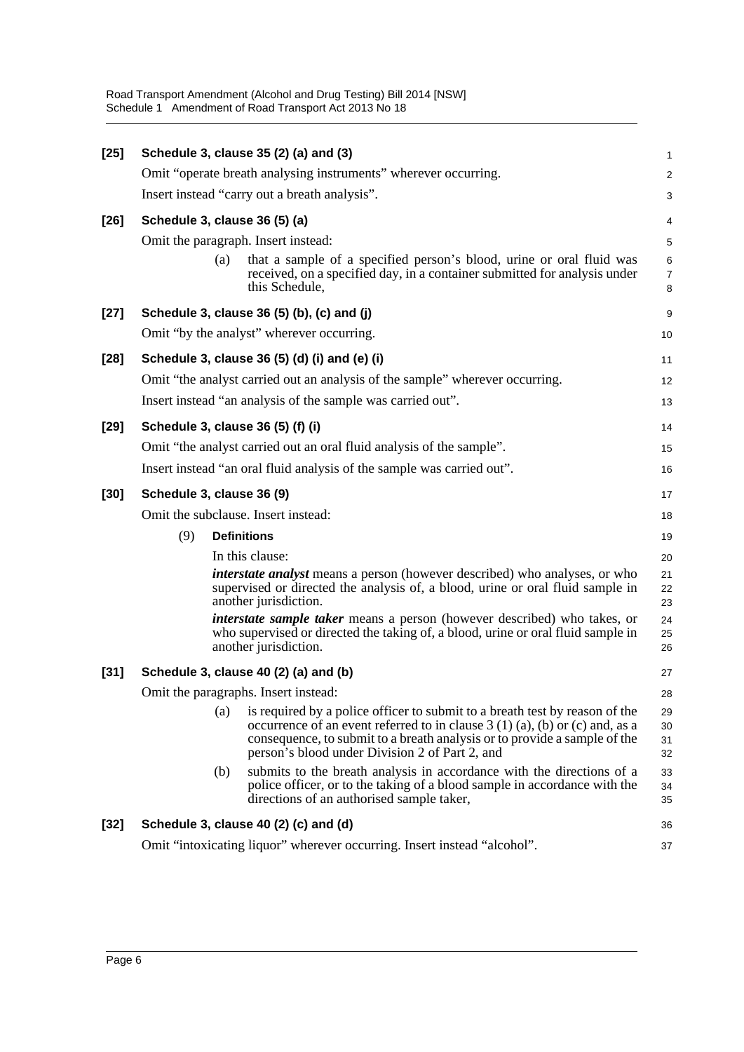**[25] Schedule 3, clause 35 (2) (a) and (3)**

Omit "operate breath analysing instruments" wherever occurring.

Insert instead "carry out a breath analysis".

**[26] Schedule 3, clause 36 (5) (a)**

Omit the paragraph. Insert instead:

(a) that a sample of a specified person's blood, urine or oral fluid was received, on a specified day, in a container submitted for analysis under this Schedule,

**[27] Schedule 3, clause 36 (5) (b), (c) and (j)**

Omit "by the analyst" wherever occurring.

**[28] Schedule 3, clause 36 (5) (d) (i) and (e) (i)**

Omit "the analyst carried out an analysis of the sample" wherever occurring.

Insert instead "an analysis of the sample was carried out".

**[29] Schedule 3, clause 36 (5) (f) (i)**

Omit "the analyst carried out an oral fluid analysis of the sample".

Insert instead "an oral fluid analysis of the sample was carried out".

**[30] Schedule 3, clause 36 (9)**

Omit the subclause. Insert instead:

(9) **Definitions**

In this clause:

***interstate analyst*** means a person (however described) who analyses, or who supervised or directed the analysis of, a blood, urine or oral fluid sample in another jurisdiction.

***interstate sample taker*** means a person (however described) who takes, or who supervised or directed the taking of, a blood, urine or oral fluid sample in another jurisdiction.

**[31] Schedule 3, clause 40 (2) (a) and (b)**

Omit the paragraphs. Insert instead:

(a) is required by a police officer to submit to a breath test by reason of the occurrence of an event referred to in clause 3 (1) (a), (b) or (c) and, as a consequence, to submit to a breath analysis or to provide a sample of the person's blood under Division 2 of Part 2, and

(b) submits to the breath analysis in accordance with the directions of a police officer, or to the taking of a blood sample in accordance with the directions of an authorised sample taker,

**[32] Schedule 3, clause 40 (2) (c) and (d)**

Omit "intoxicating liquor" wherever occurring. Insert instead "alcohol".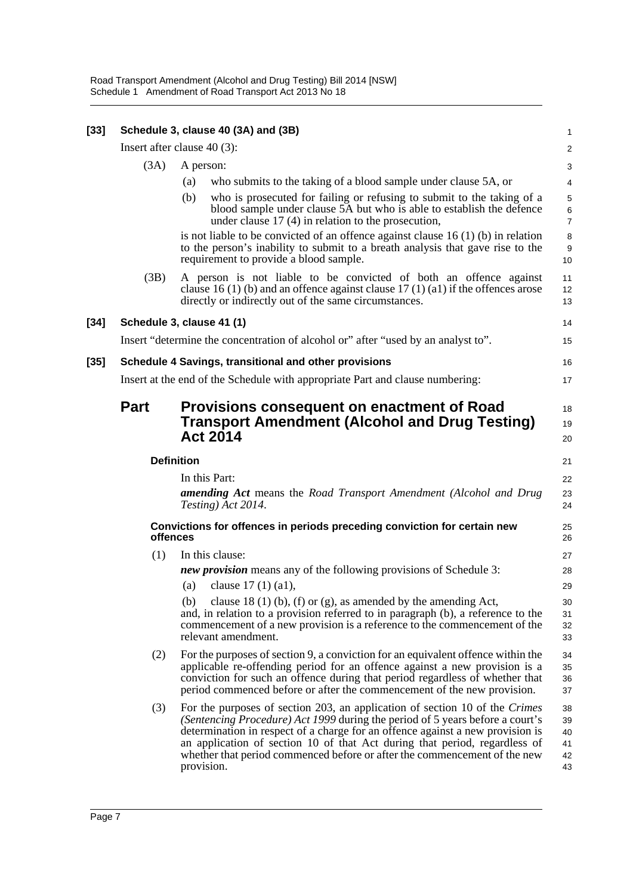**[33] Schedule 3, clause 40 (3A) and (3B)**

Insert after clause 40 (3):

(3A) A person:

(a) who submits to the taking of a blood sample under clause 5A, or

(b) who is prosecuted for failing or refusing to submit to the taking of a blood sample under clause 5A but who is able to establish the defence under clause 17 (4) in relation to the prosecution,

is not liable to be convicted of an offence against clause 16 (1) (b) in relation to the person's inability to submit to a breath analysis that gave rise to the requirement to provide a blood sample.

(3B) A person is not liable to be convicted of both an offence against clause 16 (1) (b) and an offence against clause 17 (1) (a1) if the offences arose directly or indirectly out of the same circumstances.

**[34] Schedule 3, clause 41 (1)**

Insert "determine the concentration of alcohol or" after "used by an analyst to".

**[35] Schedule 4 Savings, transitional and other provisions**

Insert at the end of the Schedule with appropriate Part and clause numbering:

## Part Provisions consequent on enactment of Road Transport Amendment (Alcohol and Drug Testing) Act 2014

### Definition

In this Part:

***amending Act*** means the *Road Transport Amendment (Alcohol and Drug Testing) Act 2014*.

### Convictions for offences in periods preceding conviction for certain new offences

(1) In this clause:

***new provision*** means any of the following provisions of Schedule 3:

(a) clause 17 (1) (a1),

(b) clause 18 (1) (b), (f) or (g), as amended by the amending Act,

and, in relation to a provision referred to in paragraph (b), a reference to the commencement of a new provision is a reference to the commencement of the relevant amendment.

(2) For the purposes of section 9, a conviction for an equivalent offence within the applicable re-offending period for an offence against a new provision is a conviction for such an offence during that period regardless of whether that period commenced before or after the commencement of the new provision.

(3) For the purposes of section 203, an application of section 10 of the *Crimes (Sentencing Procedure) Act 1999* during the period of 5 years before a court's determination in respect of a charge for an offence against a new provision is an application of section 10 of that Act during that period, regardless of whether that period commenced before or after the commencement of the new provision.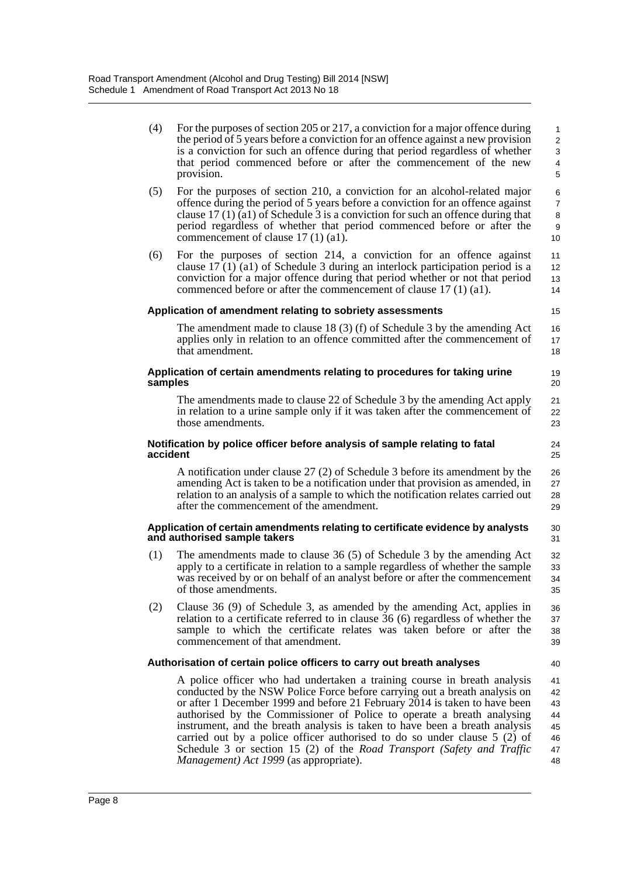(4) For the purposes of section 205 or 217, a conviction for a major offence during the period of 5 years before a conviction for an offence against a new provision is a conviction for such an offence during that period regardless of whether that period commenced before or after the commencement of the new provision.

(5) For the purposes of section 210, a conviction for an alcohol-related major offence during the period of 5 years before a conviction for an offence against clause 17 (1) (a1) of Schedule 3 is a conviction for such an offence during that period regardless of whether that period commenced before or after the commencement of clause 17 (1) (a1).

(6) For the purposes of section 214, a conviction for an offence against clause 17 (1) (a1) of Schedule 3 during an interlock participation period is a conviction for a major offence during that period whether or not that period commenced before or after the commencement of clause 17 (1) (a1).

**Application of amendment relating to sobriety assessments**

The amendment made to clause 18 (3) (f) of Schedule 3 by the amending Act applies only in relation to an offence committed after the commencement of that amendment.

**Application of certain amendments relating to procedures for taking urine samples**

The amendments made to clause 22 of Schedule 3 by the amending Act apply in relation to a urine sample only if it was taken after the commencement of those amendments.

**Notification by police officer before analysis of sample relating to fatal accident**

A notification under clause 27 (2) of Schedule 3 before its amendment by the amending Act is taken to be a notification under that provision as amended, in relation to an analysis of a sample to which the notification relates carried out after the commencement of the amendment.

**Application of certain amendments relating to certificate evidence by analysts and authorised sample takers**

(1) The amendments made to clause 36 (5) of Schedule 3 by the amending Act apply to a certificate in relation to a sample regardless of whether the sample was received by or on behalf of an analyst before or after the commencement of those amendments.

(2) Clause 36 (9) of Schedule 3, as amended by the amending Act, applies in relation to a certificate referred to in clause 36 (6) regardless of whether the sample to which the certificate relates was taken before or after the commencement of that amendment.

**Authorisation of certain police officers to carry out breath analyses**

A police officer who had undertaken a training course in breath analysis conducted by the NSW Police Force before carrying out a breath analysis on or after 1 December 1999 and before 21 February 2014 is taken to have been authorised by the Commissioner of Police to operate a breath analysing instrument, and the breath analysis is taken to have been a breath analysis carried out by a police officer authorised to do so under clause 5 (2) of Schedule 3 or section 15 (2) of the *Road Transport (Safety and Traffic Management) Act 1999* (as appropriate).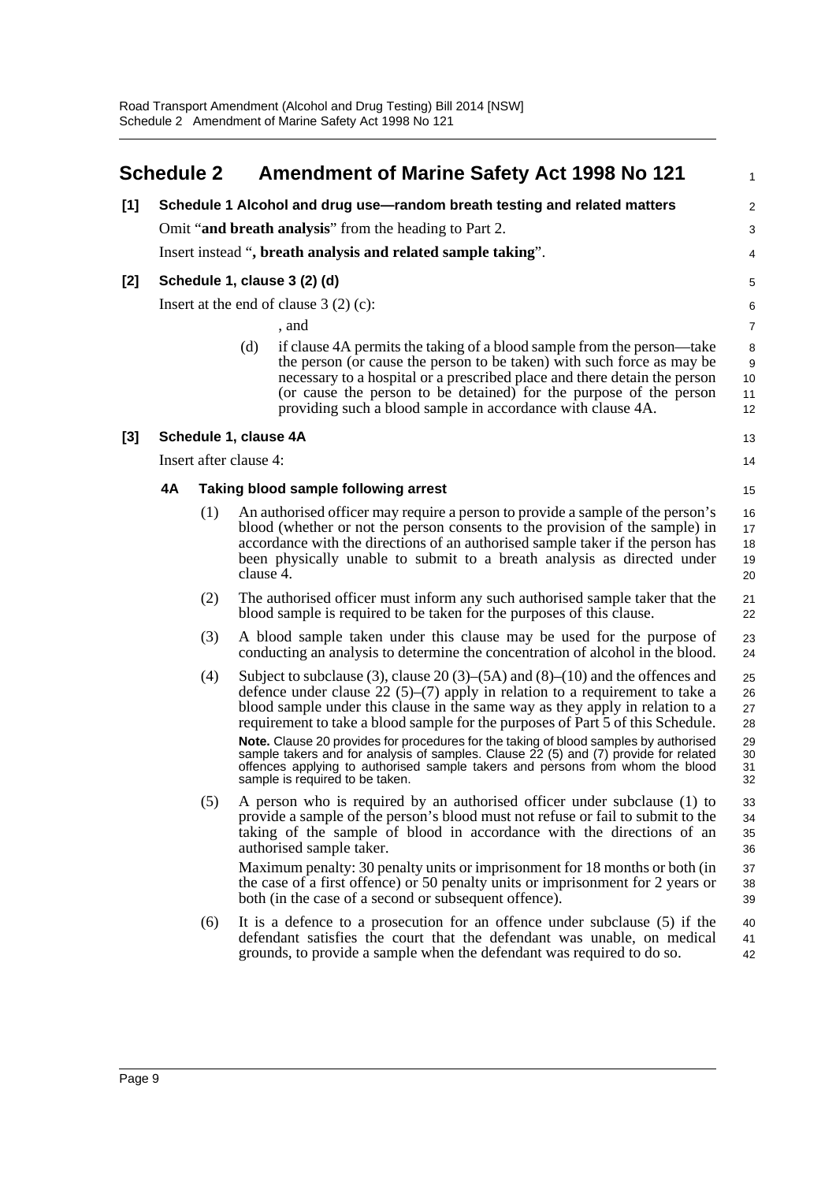## Schedule 2 Amendment of Marine Safety Act 1998 No 121

**[1] Schedule 1 Alcohol and drug use—random breath testing and related matters**

Omit "**and breath analysis**" from the heading to Part 2.

Insert instead "**, breath analysis and related sample taking**".

**[2] Schedule 1, clause 3 (2) (d)**

Insert at the end of clause 3 (2) (c):

, and

(d) if clause 4A permits the taking of a blood sample from the person—take the person (or cause the person to be taken) with such force as may be necessary to a hospital or a prescribed place and there detain the person (or cause the person to be detained) for the purpose of the person providing such a blood sample in accordance with clause 4A.

**[3] Schedule 1, clause 4A**

Insert after clause 4:

**4A Taking blood sample following arrest**

(1) An authorised officer may require a person to provide a sample of the person's blood (whether or not the person consents to the provision of the sample) in accordance with the directions of an authorised sample taker if the person has been physically unable to submit to a breath analysis as directed under clause 4.

(2) The authorised officer must inform any such authorised sample taker that the blood sample is required to be taken for the purposes of this clause.

(3) A blood sample taken under this clause may be used for the purpose of conducting an analysis to determine the concentration of alcohol in the blood.

(4) Subject to subclause (3), clause 20 (3)–(5A) and (8)–(10) and the offences and defence under clause 22 (5)–(7) apply in relation to a requirement to take a blood sample under this clause in the same way as they apply in relation to a requirement to take a blood sample for the purposes of Part 5 of this Schedule.

**Note.** Clause 20 provides for procedures for the taking of blood samples by authorised sample takers and for analysis of samples. Clause 22 (5) and (7) provide for related offences applying to authorised sample takers and persons from whom the blood sample is required to be taken.

(5) A person who is required by an authorised officer under subclause (1) to provide a sample of the person's blood must not refuse or fail to submit to the taking of the sample of blood in accordance with the directions of an authorised sample taker.

Maximum penalty: 30 penalty units or imprisonment for 18 months or both (in the case of a first offence) or 50 penalty units or imprisonment for 2 years or both (in the case of a second or subsequent offence).

(6) It is a defence to a prosecution for an offence under subclause (5) if the defendant satisfies the court that the defendant was unable, on medical grounds, to provide a sample when the defendant was required to do so.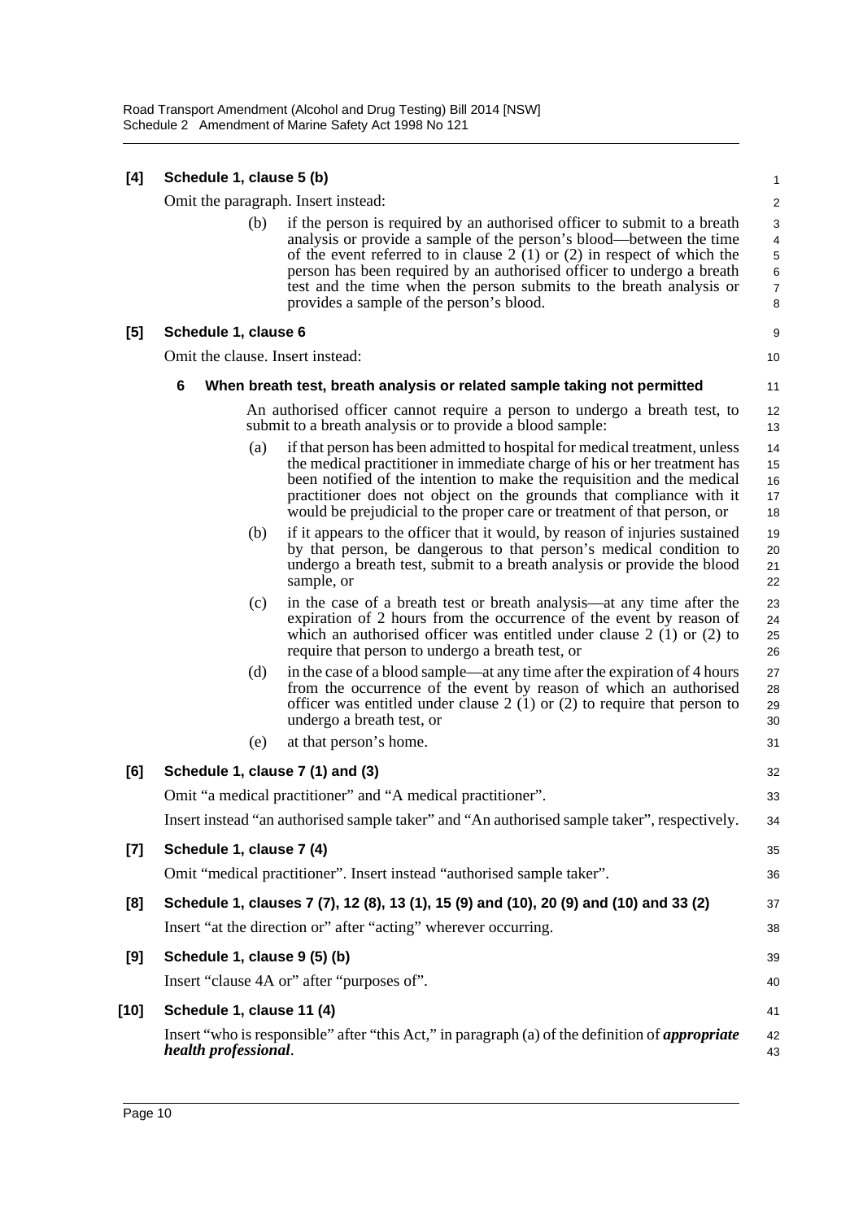**[4] Schedule 1, clause 5 (b)**

Omit the paragraph. Insert instead:

(b) if the person is required by an authorised officer to submit to a breath analysis or provide a sample of the person's blood—between the time of the event referred to in clause 2 (1) or (2) in respect of which the person has been required by an authorised officer to undergo a breath test and the time when the person submits to the breath analysis or provides a sample of the person's blood.

**[5] Schedule 1, clause 6**

Omit the clause. Insert instead:

**6 When breath test, breath analysis or related sample taking not permitted**

An authorised officer cannot require a person to undergo a breath test, to submit to a breath analysis or to provide a blood sample:

(a) if that person has been admitted to hospital for medical treatment, unless the medical practitioner in immediate charge of his or her treatment has been notified of the intention to make the requisition and the medical practitioner does not object on the grounds that compliance with it would be prejudicial to the proper care or treatment of that person, or

(b) if it appears to the officer that it would, by reason of injuries sustained by that person, be dangerous to that person's medical condition to undergo a breath test, submit to a breath analysis or provide the blood sample, or

(c) in the case of a breath test or breath analysis—at any time after the expiration of 2 hours from the occurrence of the event by reason of which an authorised officer was entitled under clause 2 (1) or (2) to require that person to undergo a breath test, or

(d) in the case of a blood sample—at any time after the expiration of 4 hours from the occurrence of the event by reason of which an authorised officer was entitled under clause 2 (1) or (2) to require that person to undergo a breath test, or

(e) at that person's home.

**[6] Schedule 1, clause 7 (1) and (3)**

Omit "a medical practitioner" and "A medical practitioner".

Insert instead "an authorised sample taker" and "An authorised sample taker", respectively.

**[7] Schedule 1, clause 7 (4)**

Omit "medical practitioner". Insert instead "authorised sample taker".

**[8] Schedule 1, clauses 7 (7), 12 (8), 13 (1), 15 (9) and (10), 20 (9) and (10) and 33 (2)**

Insert "at the direction or" after "acting" wherever occurring.

**[9] Schedule 1, clause 9 (5) (b)**

Insert "clause 4A or" after "purposes of".

**[10] Schedule 1, clause 11 (4)**

Insert "who is responsible" after "this Act," in paragraph (a) of the definition of ***appropriate health professional***.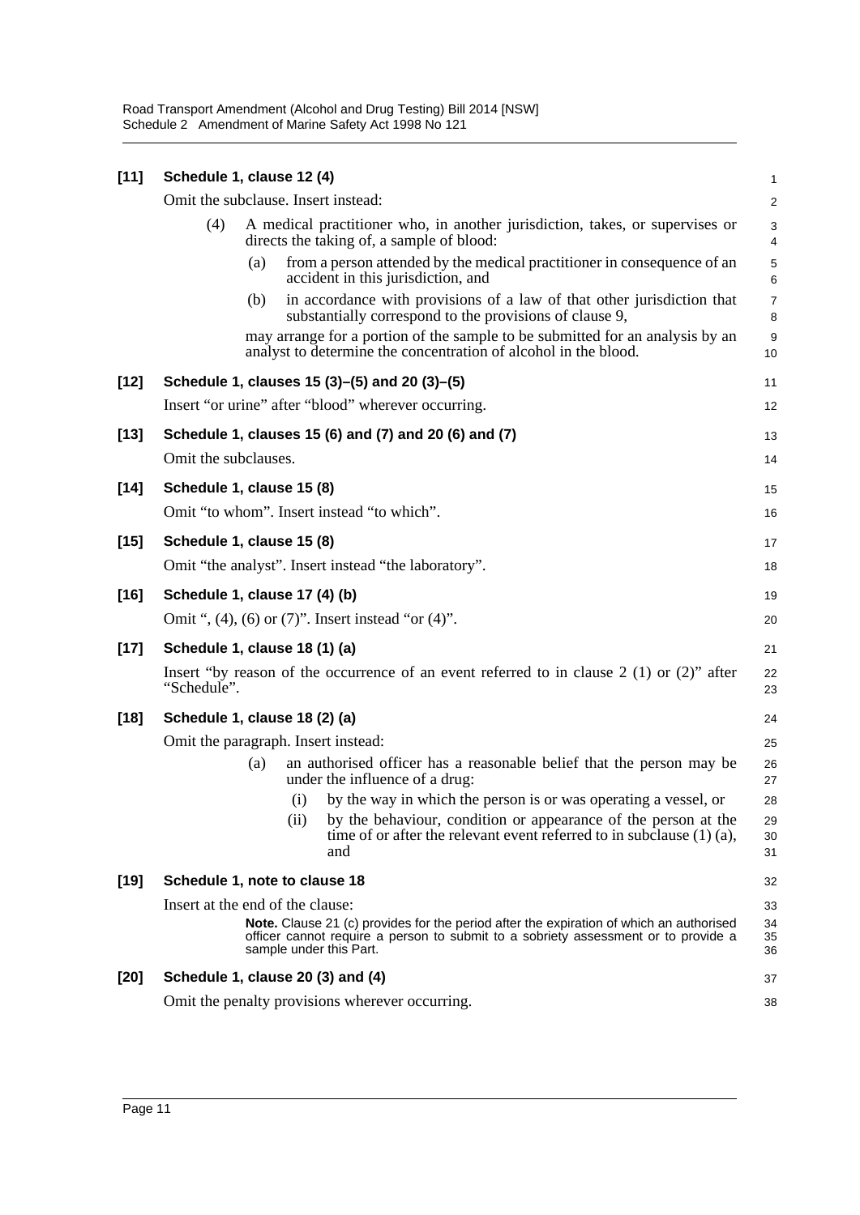**[11] Schedule 1, clause 12 (4)**

Omit the subclause. Insert instead:

(4) A medical practitioner who, in another jurisdiction, takes, or supervises or directs the taking of, a sample of blood:

(a) from a person attended by the medical practitioner in consequence of an accident in this jurisdiction, and

(b) in accordance with provisions of a law of that other jurisdiction that substantially correspond to the provisions of clause 9,

may arrange for a portion of the sample to be submitted for an analysis by an analyst to determine the concentration of alcohol in the blood.

**[12] Schedule 1, clauses 15 (3)–(5) and 20 (3)–(5)**

Insert "or urine" after "blood" wherever occurring.

**[13] Schedule 1, clauses 15 (6) and (7) and 20 (6) and (7)**

Omit the subclauses.

**[14] Schedule 1, clause 15 (8)**

Omit "to whom". Insert instead "to which".

**[15] Schedule 1, clause 15 (8)**

Omit "the analyst". Insert instead "the laboratory".

**[16] Schedule 1, clause 17 (4) (b)**

Omit ", (4), (6) or (7)". Insert instead "or (4)".

**[17] Schedule 1, clause 18 (1) (a)**

Insert "by reason of the occurrence of an event referred to in clause 2 (1) or (2)" after "Schedule".

**[18] Schedule 1, clause 18 (2) (a)**

Omit the paragraph. Insert instead:

(a) an authorised officer has a reasonable belief that the person may be under the influence of a drug:

(i) by the way in which the person is or was operating a vessel, or

(ii) by the behaviour, condition or appearance of the person at the time of or after the relevant event referred to in subclause (1) (a), and

**[19] Schedule 1, note to clause 18**

Insert at the end of the clause:

**Note.** Clause 21 (c) provides for the period after the expiration of which an authorised officer cannot require a person to submit to a sobriety assessment or to provide a sample under this Part.

**[20] Schedule 1, clause 20 (3) and (4)**

Omit the penalty provisions wherever occurring.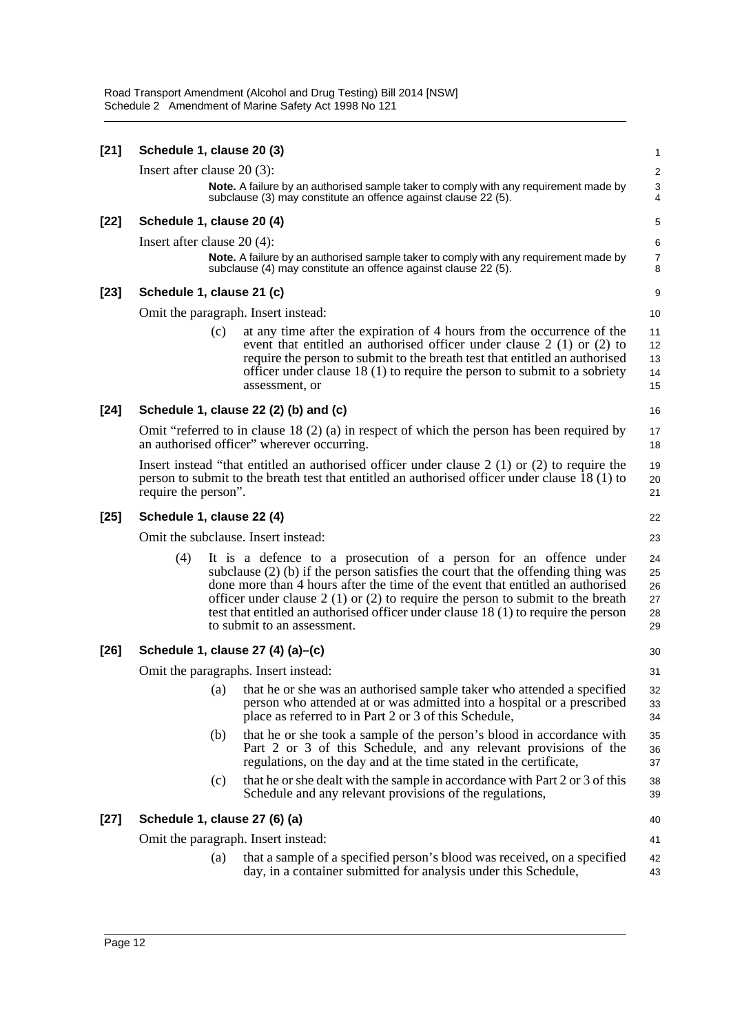**[21] Schedule 1, clause 20 (3)**

Insert after clause 20 (3):

> **Note.** A failure by an authorised sample taker to comply with any requirement made by subclause (3) may constitute an offence against clause 22 (5).

**[22] Schedule 1, clause 20 (4)**

Insert after clause 20 (4):

> **Note.** A failure by an authorised sample taker to comply with any requirement made by subclause (4) may constitute an offence against clause 22 (5).

**[23] Schedule 1, clause 21 (c)**

Omit the paragraph. Insert instead:

> (c) at any time after the expiration of 4 hours from the occurrence of the event that entitled an authorised officer under clause 2 (1) or (2) to require the person to submit to the breath test that entitled an authorised officer under clause 18 (1) to require the person to submit to a sobriety assessment, or

**[24] Schedule 1, clause 22 (2) (b) and (c)**

Omit "referred to in clause 18 (2) (a) in respect of which the person has been required by an authorised officer" wherever occurring.

Insert instead "that entitled an authorised officer under clause 2 (1) or (2) to require the person to submit to the breath test that entitled an authorised officer under clause 18 (1) to require the person".

**[25] Schedule 1, clause 22 (4)**

Omit the subclause. Insert instead:

> (4) It is a defence to a prosecution of a person for an offence under subclause (2) (b) if the person satisfies the court that the offending thing was done more than 4 hours after the time of the event that entitled an authorised officer under clause 2 (1) or (2) to require the person to submit to the breath test that entitled an authorised officer under clause 18 (1) to require the person to submit to an assessment.

**[26] Schedule 1, clause 27 (4) (a)–(c)**

Omit the paragraphs. Insert instead:

> (a) that he or she was an authorised sample taker who attended a specified person who attended at or was admitted into a hospital or a prescribed place as referred to in Part 2 or 3 of this Schedule,
>
> (b) that he or she took a sample of the person's blood in accordance with Part 2 or 3 of this Schedule, and any relevant provisions of the regulations, on the day and at the time stated in the certificate,
>
> (c) that he or she dealt with the sample in accordance with Part 2 or 3 of this Schedule and any relevant provisions of the regulations,

**[27] Schedule 1, clause 27 (6) (a)**

Omit the paragraph. Insert instead:

> (a) that a sample of a specified person's blood was received, on a specified day, in a container submitted for analysis under this Schedule,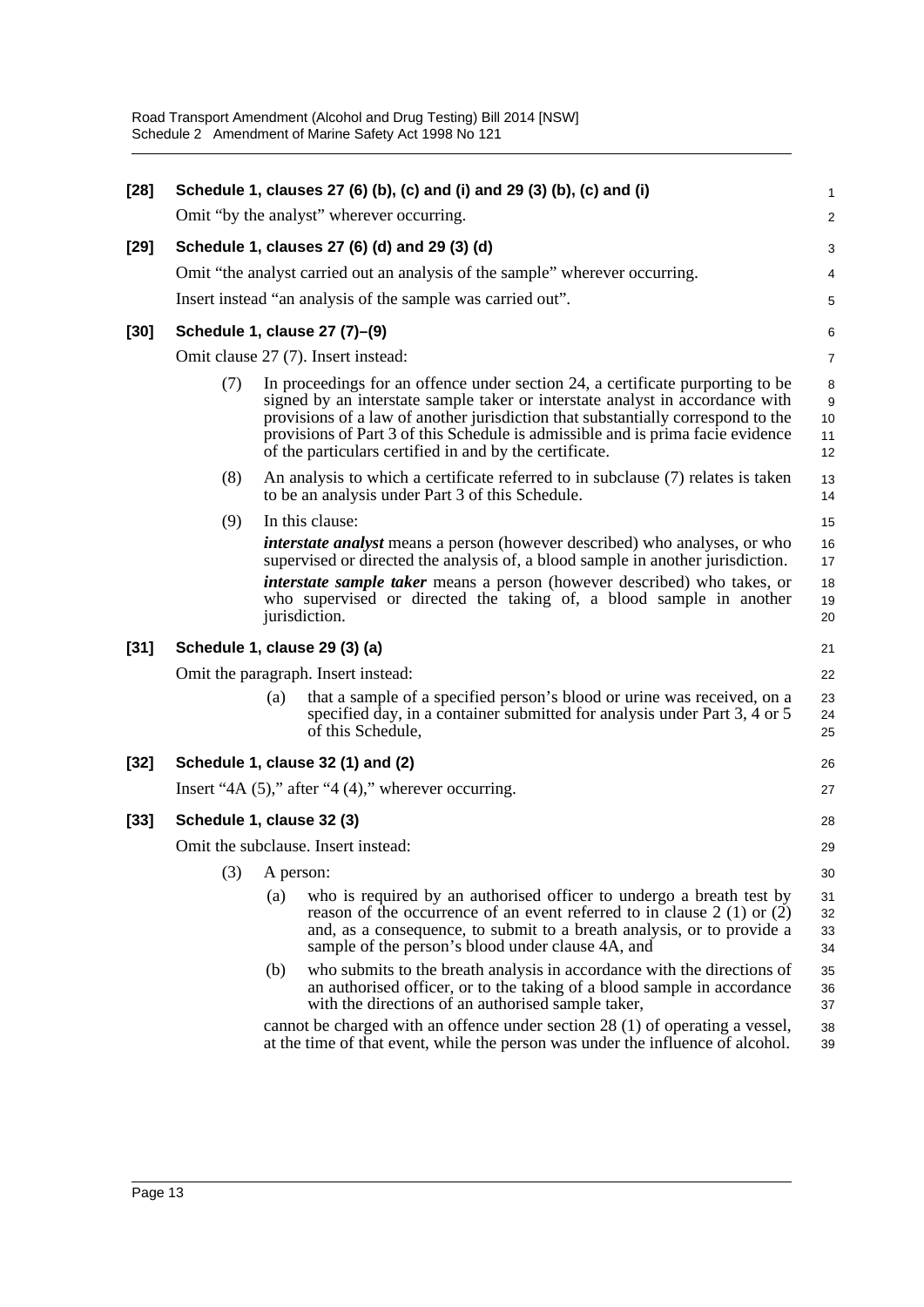**[28] Schedule 1, clauses 27 (6) (b), (c) and (i) and 29 (3) (b), (c) and (i)**

Omit "by the analyst" wherever occurring.

**[29] Schedule 1, clauses 27 (6) (d) and 29 (3) (d)**

Omit "the analyst carried out an analysis of the sample" wherever occurring.

Insert instead "an analysis of the sample was carried out".

**[30] Schedule 1, clause 27 (7)–(9)**

Omit clause 27 (7). Insert instead:

(7) In proceedings for an offence under section 24, a certificate purporting to be signed by an interstate sample taker or interstate analyst in accordance with provisions of a law of another jurisdiction that substantially correspond to the provisions of Part 3 of this Schedule is admissible and is prima facie evidence of the particulars certified in and by the certificate.

(8) An analysis to which a certificate referred to in subclause (7) relates is taken to be an analysis under Part 3 of this Schedule.

(9) In this clause:

***interstate analyst*** means a person (however described) who analyses, or who supervised or directed the analysis of, a blood sample in another jurisdiction.

***interstate sample taker*** means a person (however described) who takes, or who supervised or directed the taking of, a blood sample in another jurisdiction.

**[31] Schedule 1, clause 29 (3) (a)**

Omit the paragraph. Insert instead:

(a) that a sample of a specified person's blood or urine was received, on a specified day, in a container submitted for analysis under Part 3, 4 or 5 of this Schedule,

**[32] Schedule 1, clause 32 (1) and (2)**

Insert "4A (5)," after "4 (4)," wherever occurring.

**[33] Schedule 1, clause 32 (3)**

Omit the subclause. Insert instead:

(3) A person:

(a) who is required by an authorised officer to undergo a breath test by reason of the occurrence of an event referred to in clause 2 (1) or (2) and, as a consequence, to submit to a breath analysis, or to provide a sample of the person's blood under clause 4A, and

(b) who submits to the breath analysis in accordance with the directions of an authorised officer, or to the taking of a blood sample in accordance with the directions of an authorised sample taker,

cannot be charged with an offence under section 28 (1) of operating a vessel, at the time of that event, while the person was under the influence of alcohol.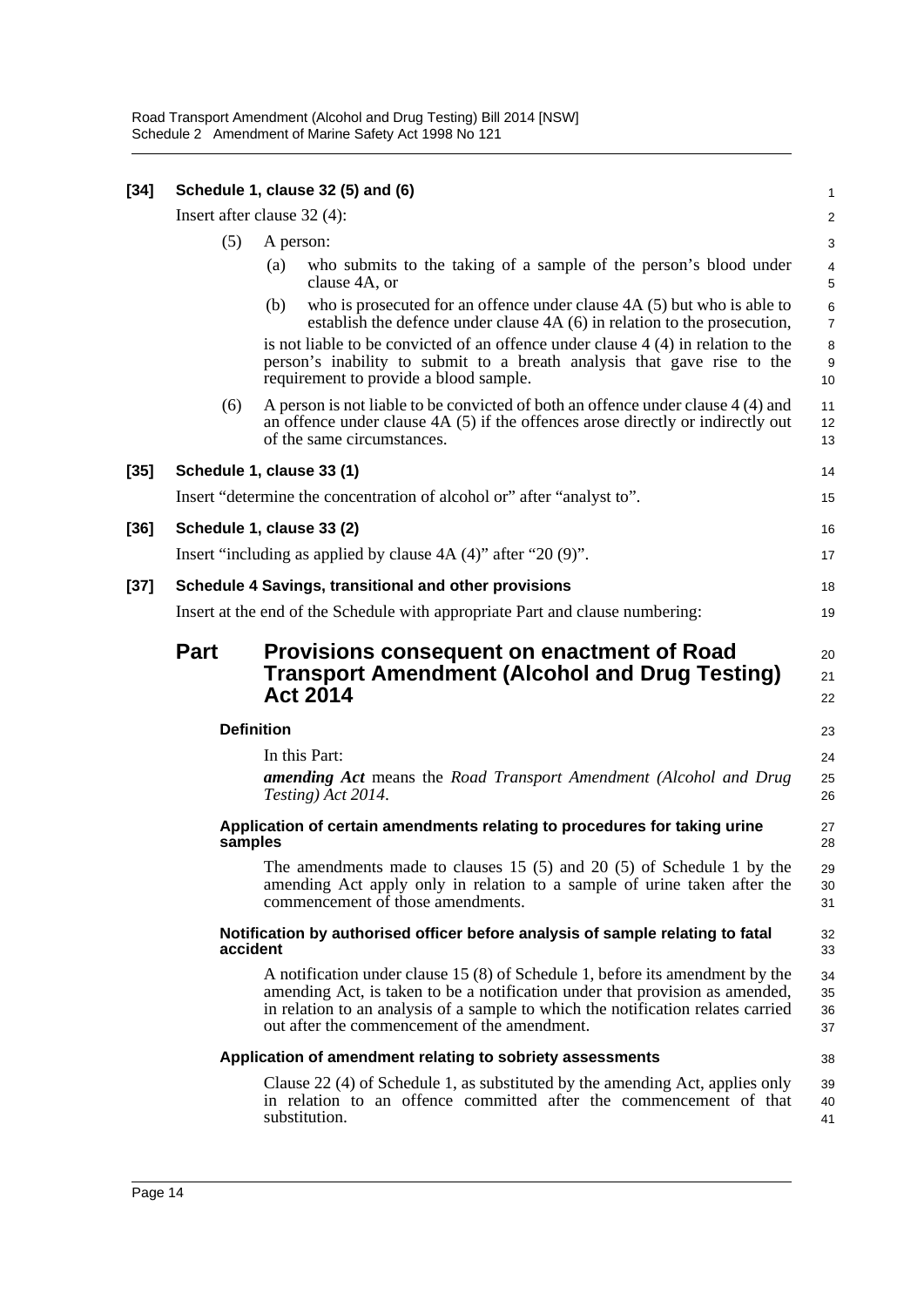**[34] Schedule 1, clause 32 (5) and (6)**

Insert after clause 32 (4):

(5) A person:

(a) who submits to the taking of a sample of the person's blood under clause 4A, or

(b) who is prosecuted for an offence under clause 4A (5) but who is able to establish the defence under clause 4A (6) in relation to the prosecution,

is not liable to be convicted of an offence under clause 4 (4) in relation to the person's inability to submit to a breath analysis that gave rise to the requirement to provide a blood sample.

(6) A person is not liable to be convicted of both an offence under clause 4 (4) and an offence under clause 4A (5) if the offences arose directly or indirectly out of the same circumstances.

**[35] Schedule 1, clause 33 (1)**

Insert "determine the concentration of alcohol or" after "analyst to".

**[36] Schedule 1, clause 33 (2)**

Insert "including as applied by clause 4A (4)" after "20 (9)".

**[37] Schedule 4 Savings, transitional and other provisions**

Insert at the end of the Schedule with appropriate Part and clause numbering:

## Part Provisions consequent on enactment of Road Transport Amendment (Alcohol and Drug Testing) Act 2014

### Definition

In this Part:

***amending Act*** means the *Road Transport Amendment (Alcohol and Drug Testing) Act 2014*.

### Application of certain amendments relating to procedures for taking urine samples

The amendments made to clauses 15 (5) and 20 (5) of Schedule 1 by the amending Act apply only in relation to a sample of urine taken after the commencement of those amendments.

### Notification by authorised officer before analysis of sample relating to fatal accident

A notification under clause 15 (8) of Schedule 1, before its amendment by the amending Act, is taken to be a notification under that provision as amended, in relation to an analysis of a sample to which the notification relates carried out after the commencement of the amendment.

### Application of amendment relating to sobriety assessments

Clause 22 (4) of Schedule 1, as substituted by the amending Act, applies only in relation to an offence committed after the commencement of that substitution.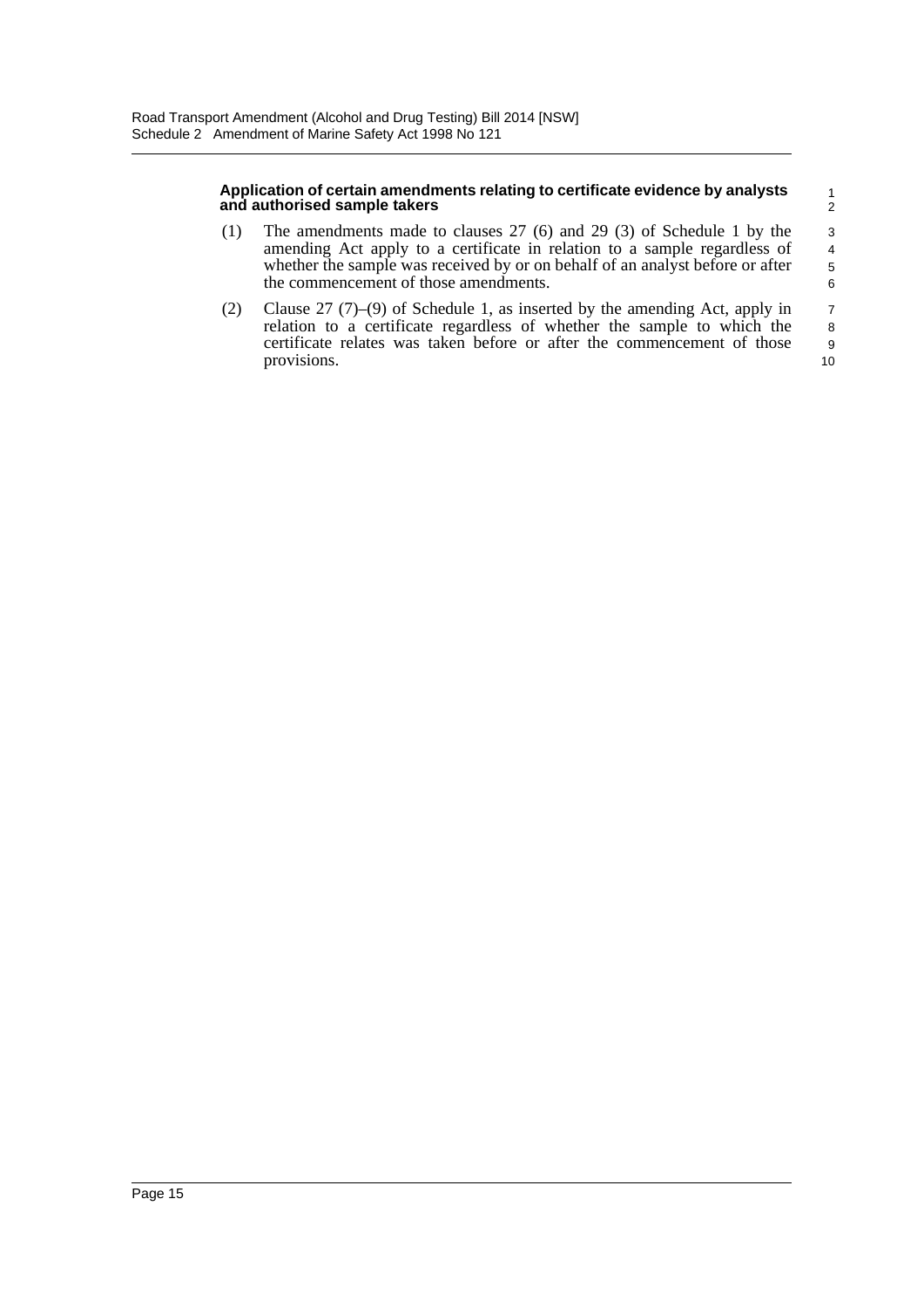**Application of certain amendments relating to certificate evidence by analysts and authorised sample takers**

(1) The amendments made to clauses 27 (6) and 29 (3) of Schedule 1 by the amending Act apply to a certificate in relation to a sample regardless of whether the sample was received by or on behalf of an analyst before or after the commencement of those amendments.

(2) Clause 27 (7)–(9) of Schedule 1, as inserted by the amending Act, apply in relation to a certificate regardless of whether the sample to which the certificate relates was taken before or after the commencement of those provisions.